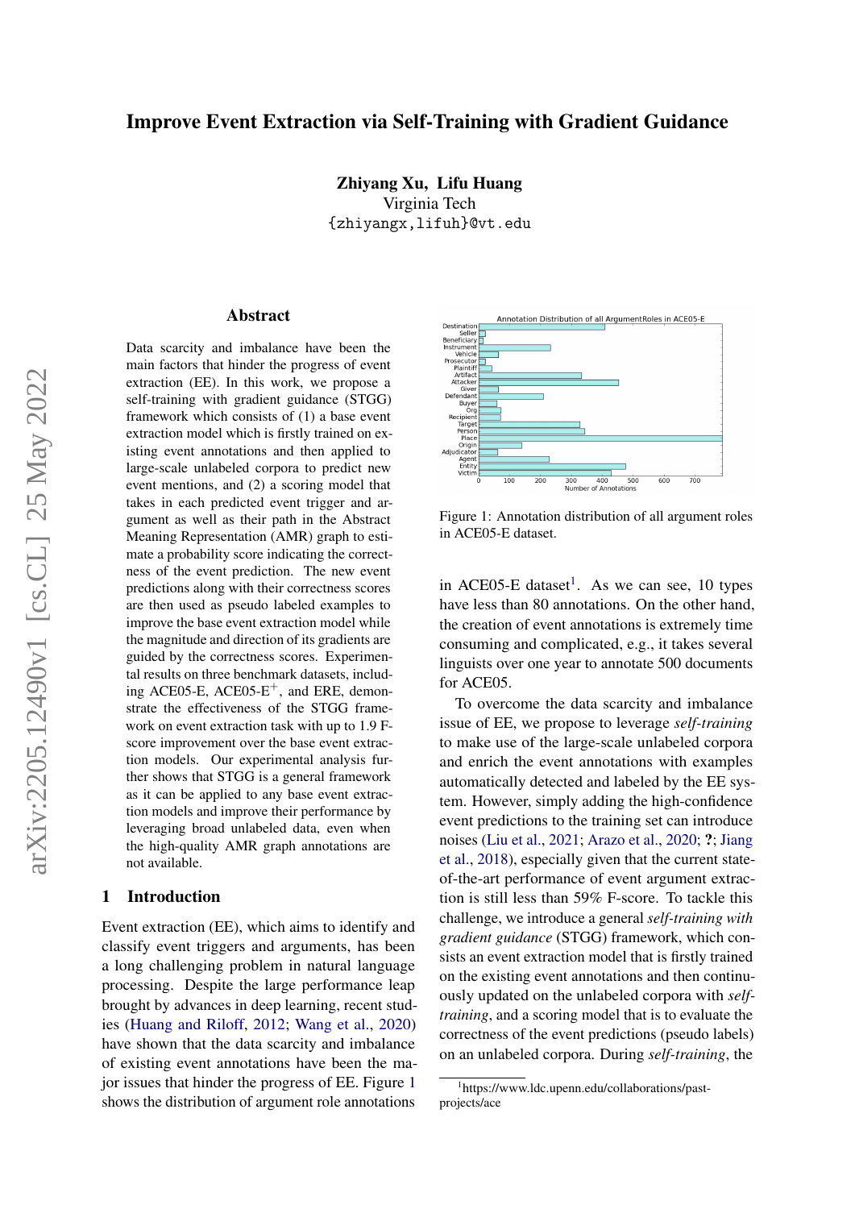# Improve Event Extraction via Self-Training with Gradient Guidance

**Zhiyang Xu, Lifu Huang**
Virginia Tech
{zhiyangx,lifuh}@vt.edu

## Abstract

Data scarcity and imbalance have been the main factors that hinder the progress of event extraction (EE). In this work, we propose a self-training with gradient guidance (STGG) framework which consists of (1) a base event extraction model which is firstly trained on existing event annotations and then applied to large-scale unlabeled corpora to predict new event mentions, and (2) a scoring model that takes in each predicted event trigger and argument as well as their path in the Abstract Meaning Representation (AMR) graph to estimate a probability score indicating the correctness of the event prediction. The new event predictions along with their correctness scores are then used as pseudo labeled examples to improve the base event extraction model while the magnitude and direction of its gradients are guided by the correctness scores. Experimental results on three benchmark datasets, including ACE05-E, ACE05-E$^+$, and ERE, demonstrate the effectiveness of the STGG framework on event extraction task with up to 1.9 F-score improvement over the base event extraction models. Our experimental analysis further shows that STGG is a general framework as it can be applied to any base event extraction models and improve their performance by leveraging broad unlabeled data, even when the high-quality AMR graph annotations are not available.

## 1 Introduction

Event extraction (EE), which aims to identify and classify event triggers and arguments, has been a long challenging problem in natural language processing. Despite the large performance leap brought by advances in deep learning, recent studies (Huang and Riloff, 2012; Wang et al., 2020) have shown that the data scarcity and imbalance of existing event annotations have been the major issues that hinder the progress of EE. Figure 1 shows the distribution of argument role annotations in ACE05-E dataset[1]. As we can see, 10 types have less than 80 annotations. On the other hand, the creation of event annotations is extremely time consuming and complicated, e.g., it takes several linguists over one year to annotate 500 documents for ACE05.

Figure 1: Annotation distribution of all argument roles in ACE05-E dataset.

To overcome the data scarcity and imbalance issue of EE, we propose to leverage *self-training* to make use of the large-scale unlabeled corpora and enrich the event annotations with examples automatically detected and labeled by the EE system. However, simply adding the high-confidence event predictions to the training set can introduce noises (Liu et al., 2021; Arazo et al., 2020; ?; Jiang et al., 2018), especially given that the current state-of-the-art performance of event argument extraction is still less than 59% F-score. To tackle this challenge, we introduce a general *self-training with gradient guidance* (STGG) framework, which consists an event extraction model that is firstly trained on the existing event annotations and then continuously updated on the unlabeled corpora with *self-training*, and a scoring model that is to evaluate the correctness of the event predictions (pseudo labels) on an unlabeled corpora. During *self-training*, the

[1] https://www.ldc.upenn.edu/collaborations/past-projects/ace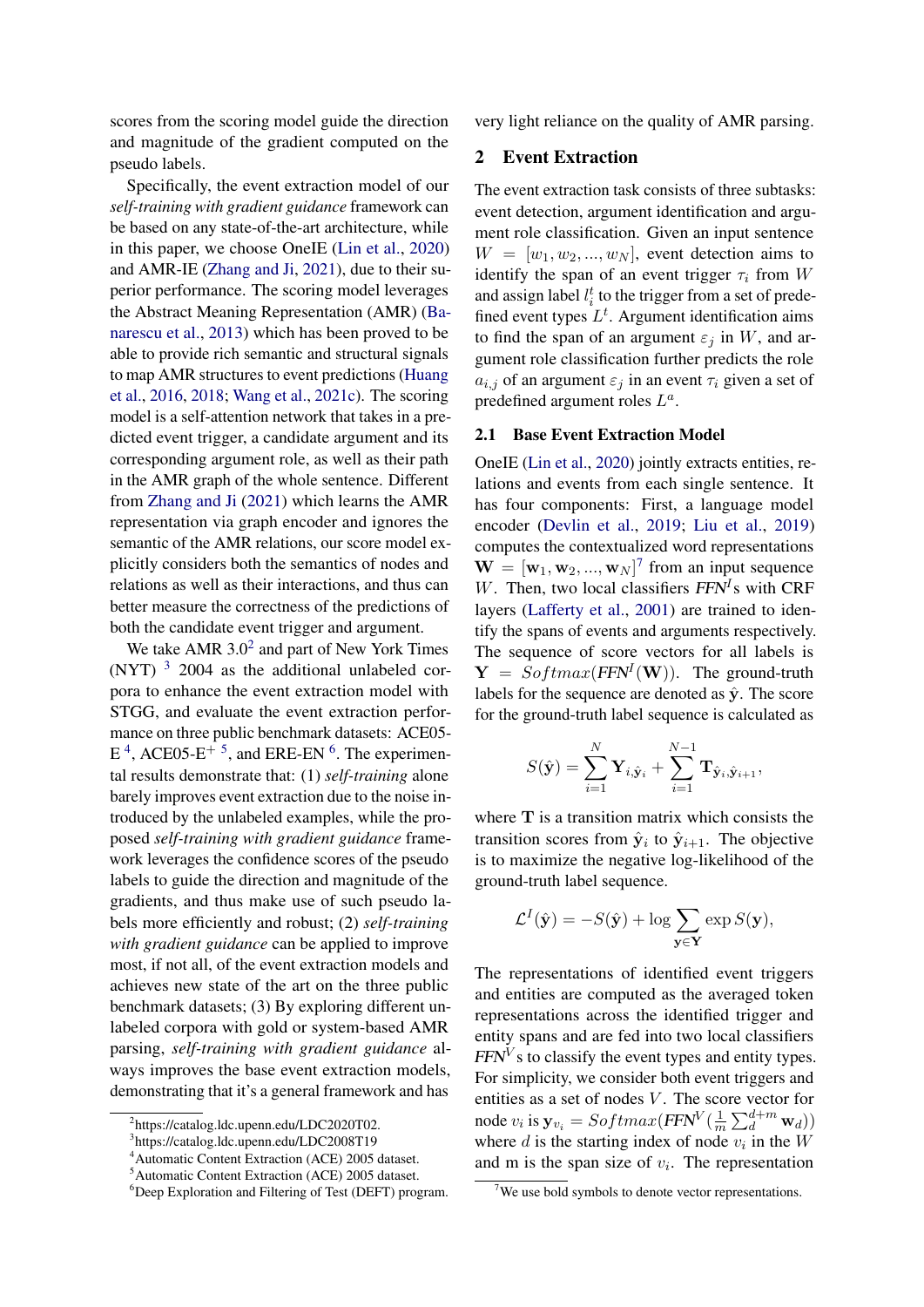scores from the scoring model guide the direction and magnitude of the gradient computed on the pseudo labels.

Specifically, the event extraction model of our *self-training with gradient guidance* framework can be based on any state-of-the-art architecture, while in this paper, we choose OneIE (Lin et al., 2020) and AMR-IE (Zhang and Ji, 2021), due to their superior performance. The scoring model leverages the Abstract Meaning Representation (AMR) (Banarescu et al., 2013) which has been proved to be able to provide rich semantic and structural signals to map AMR structures to event predictions (Huang et al., 2016, 2018; Wang et al., 2021c). The scoring model is a self-attention network that takes in a predicted event trigger, a candidate argument and its corresponding argument role, as well as their path in the AMR graph of the whole sentence. Different from Zhang and Ji (2021) which learns the AMR representation via graph encoder and ignores the semantic of the AMR relations, our score model explicitly considers both the semantics of nodes and relations as well as their interactions, and thus can better measure the correctness of the predictions of both the candidate event trigger and argument.

We take AMR 3.0[2] and part of New York Times (NYT) [3] 2004 as the additional unlabeled corpora to enhance the event extraction model with STGG, and evaluate the event extraction performance on three public benchmark datasets: ACE05-E [4], ACE05-E$^+$ [5], and ERE-EN [6]. The experimental results demonstrate that: (1) *self-training* alone barely improves event extraction due to the noise introduced by the unlabeled examples, while the proposed *self-training with gradient guidance* framework leverages the confidence scores of the pseudo labels to guide the direction and magnitude of the gradients, and thus make use of such pseudo labels more efficiently and robust; (2) *self-training with gradient guidance* can be applied to improve most, if not all, of the event extraction models and achieves new state of the art on the three public benchmark datasets; (3) By exploring different unlabeled corpora with gold or system-based AMR parsing, *self-training with gradient guidance* always improves the base event extraction models, demonstrating that it's a general framework and has very light reliance on the quality of AMR parsing.

[2] https://catalog.ldc.upenn.edu/LDC2020T02.

[3] https://catalog.ldc.upenn.edu/LDC2008T19

[4] Automatic Content Extraction (ACE) 2005 dataset.

[5] Automatic Content Extraction (ACE) 2005 dataset.

[6] Deep Exploration and Filtering of Test (DEFT) program.

## 2 Event Extraction

The event extraction task consists of three subtasks: event detection, argument identification and argument role classification. Given an input sentence $W = [w_1, w_2, ..., w_N]$, event detection aims to identify the span of an event trigger $\tau_i$ from $W$ and assign label $l_i^t$ to the trigger from a set of predefined event types $L^t$. Argument identification aims to find the span of an argument $\varepsilon_j$ in $W$, and argument role classification further predicts the role $a_{i,j}$ of an argument $\varepsilon_j$ in an event $\tau_i$ given a set of predefined argument roles $L^a$.

### 2.1 Base Event Extraction Model

OneIE (Lin et al., 2020) jointly extracts entities, relations and events from each single sentence. It has four components: First, a language model encoder (Devlin et al., 2019; Liu et al., 2019) computes the contextualized word representations $\mathbf{W} = [\mathbf{w}_1, \mathbf{w}_2, ..., \mathbf{w}_N]$[7] from an input sequence $W$. Then, two local classifiers $\textit{FFN}^I$s with CRF layers (Lafferty et al., 2001) are trained to identify the spans of events and arguments respectively. The sequence of score vectors for all labels is $\mathbf{Y} = Softmax(\textit{FFN}^I(\mathbf{W}))$. The ground-truth labels for the sequence are denoted as $\hat{\mathbf{y}}$. The score for the ground-truth label sequence is calculated as

$$S(\hat{\mathbf{y}}) = \sum_{i=1}^{N} \mathbf{Y}_{i,\hat{\mathbf{y}}_i} + \sum_{i=1}^{N-1} \mathbf{T}_{\hat{\mathbf{y}}_i,\hat{\mathbf{y}}_{i+1}},$$

where $\mathbf{T}$ is a transition matrix which consists the transition scores from $\hat{\mathbf{y}}_i$ to $\hat{\mathbf{y}}_{i+1}$. The objective is to maximize the negative log-likelihood of the ground-truth label sequence.

$$\mathcal{L}^I(\hat{\mathbf{y}}) = -S(\hat{\mathbf{y}}) + \log \sum_{\mathbf{y} \in \mathbf{Y}} \exp S(\mathbf{y}),$$

The representations of identified event triggers and entities are computed as the averaged token representations across the identified trigger and entity spans and are fed into two local classifiers $\textit{FFN}^V$s to classify the event types and entity types. For simplicity, we consider both event triggers and entities as a set of nodes $V$. The score vector for node $v_i$ is $\mathbf{y}_{v_i} = Softmax(\textit{FFN}^V(\frac{1}{m}\sum_d^{d+m}\mathbf{w}_d))$ where $d$ is the starting index of node $v_i$ in the $W$ and m is the span size of $v_i$. The representation

[7] We use bold symbols to denote vector representations.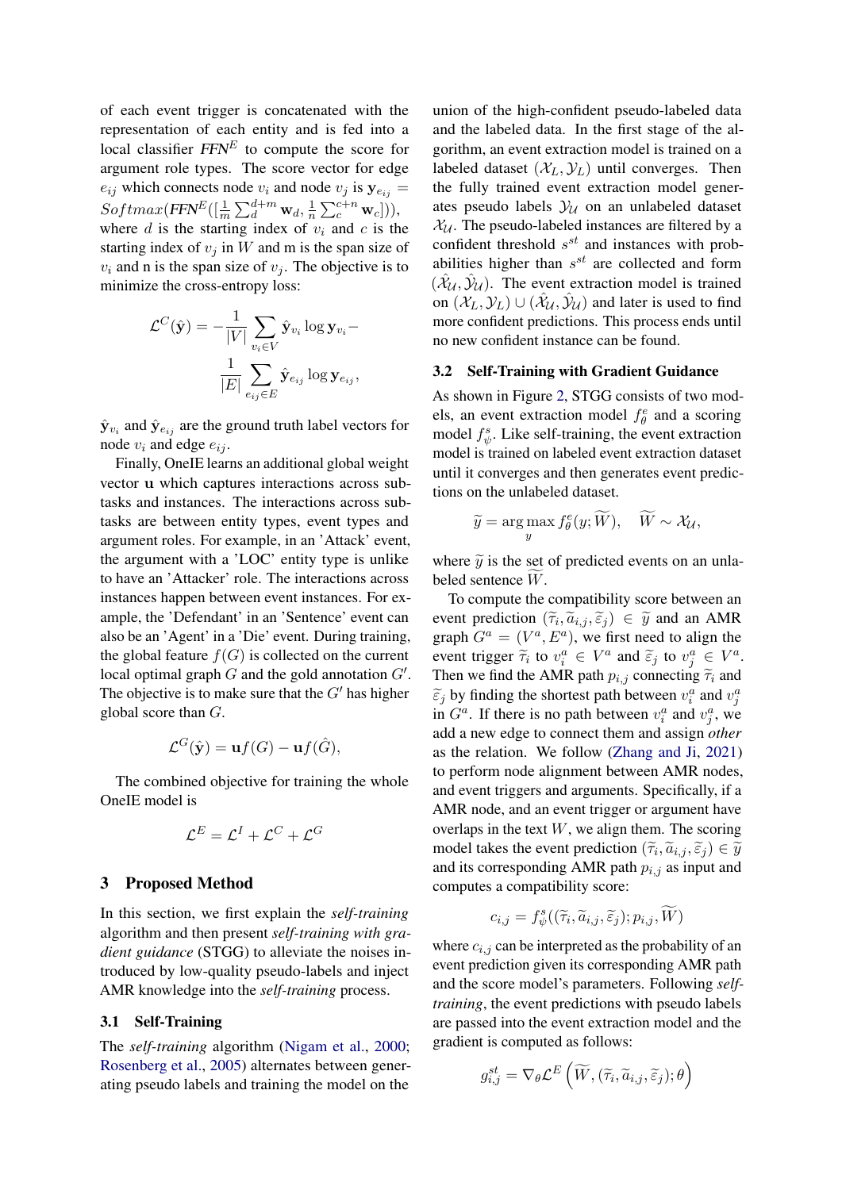of each event trigger is concatenated with the representation of each entity and is fed into a local classifier $FFN^E$ to compute the score for argument role types. The score vector for edge $e_{ij}$ which connects node $v_i$ and node $v_j$ is $\mathbf{y}_{e_{ij}} = Softmax(FFN^E([\frac{1}{m}\sum_d^{d+m} \mathbf{w}_d, \frac{1}{n}\sum_c^{c+n} \mathbf{w}_c]))$, where $d$ is the starting index of $v_i$ and $c$ is the starting index of $v_j$ in $W$ and m is the span size of $v_i$ and n is the span size of $v_j$. The objective is to minimize the cross-entropy loss:

$$\mathcal{L}^C(\hat{\mathbf{y}}) = -\frac{1}{|V|}\sum_{v_i \in V} \hat{\mathbf{y}}_{v_i} \log \mathbf{y}_{v_i} - \frac{1}{|E|}\sum_{e_{ij} \in E} \hat{\mathbf{y}}_{e_{ij}} \log \mathbf{y}_{e_{ij}},$$

$\hat{\mathbf{y}}_{v_i}$ and $\hat{\mathbf{y}}_{e_{ij}}$ are the ground truth label vectors for node $v_i$ and edge $e_{ij}$.

Finally, OneIE learns an additional global weight vector $\mathbf{u}$ which captures interactions across subtasks and instances. The interactions across subtasks are between entity types, event types and argument roles. For example, in an 'Attack' event, the argument with a 'LOC' entity type is unlike to have an 'Attacker' role. The interactions across instances happen between event instances. For example, the 'Defendant' in an 'Sentence' event can also be an 'Agent' in a 'Die' event. During training, the global feature $f(G)$ is collected on the current local optimal graph $G$ and the gold annotation $G'$. The objective is to make sure that the $G'$ has higher global score than $G$.

$$\mathcal{L}^G(\hat{\mathbf{y}}) = \mathbf{u}f(G) - \mathbf{u}f(\hat{G}),$$

The combined objective for training the whole OneIE model is

$$\mathcal{L}^E = \mathcal{L}^I + \mathcal{L}^C + \mathcal{L}^G$$

## 3 Proposed Method

In this section, we first explain the *self-training* algorithm and then present *self-training with gradient guidance* (STGG) to alleviate the noises introduced by low-quality pseudo-labels and inject AMR knowledge into the *self-training* process.

### 3.1 Self-Training

The *self-training* algorithm (Nigam et al., 2000; Rosenberg et al., 2005) alternates between generating pseudo labels and training the model on the union of the high-confident pseudo-labeled data and the labeled data. In the first stage of the algorithm, an event extraction model is trained on a labeled dataset $(\mathcal{X}_L, \mathcal{Y}_L)$ until converges. Then the fully trained event extraction model generates pseudo labels $\mathcal{Y}_\mathcal{U}$ on an unlabeled dataset $\mathcal{X}_\mathcal{U}$. The pseudo-labeled instances are filtered by a confident threshold $s^{st}$ and instances with probabilities higher than $s^{st}$ are collected and form $(\hat{\mathcal{X}}_\mathcal{U}, \hat{\mathcal{Y}}_\mathcal{U})$. The event extraction model is trained on $(\mathcal{X}_L, \mathcal{Y}_L) \cup (\hat{\mathcal{X}}_\mathcal{U}, \hat{\mathcal{Y}}_\mathcal{U})$ and later is used to find more confident predictions. This process ends until no new confident instance can be found.

### 3.2 Self-Training with Gradient Guidance

As shown in Figure 2, STGG consists of two models, an event extraction model $f^e_\theta$ and a scoring model $f^s_\psi$. Like self-training, the event extraction model is trained on labeled event extraction dataset until it converges and then generates event predictions on the unlabeled dataset.

$$\widetilde{y} = \arg\max_y f^e_\theta(y; \widetilde{W}), \quad \widetilde{W} \sim \mathcal{X}_\mathcal{U},$$

where $\widetilde{y}$ is the set of predicted events on an unlabeled sentence $\widetilde{W}$.

To compute the compatibility score between an event prediction $(\widetilde{\tau}_i, \widetilde{a}_{i,j}, \widetilde{\varepsilon}_j) \in \widetilde{y}$ and an AMR graph $G^a = (V^a, E^a)$, we first need to align the event trigger $\widetilde{\tau}_i$ to $v^a_i \in V^a$ and $\widetilde{\varepsilon}_j$ to $v^a_j \in V^a$. Then we find the AMR path $p_{i,j}$ connecting $\widetilde{\tau}_i$ and $\widetilde{\varepsilon}_j$ by finding the shortest path between $v^a_i$ and $v^a_j$ in $G^a$. If there is no path between $v^a_i$ and $v^a_j$, we add a new edge to connect them and assign *other* as the relation. We follow (Zhang and Ji, 2021) to perform node alignment between AMR nodes, and event triggers and arguments. Specifically, if a AMR node, and an event trigger or argument have overlaps in the text $W$, we align them. The scoring model takes the event prediction $(\widetilde{\tau}_i, \widetilde{a}_{i,j}, \widetilde{\varepsilon}_j) \in \widetilde{y}$ and its corresponding AMR path $p_{i,j}$ as input and computes a compatibility score:

$$c_{i,j} = f^s_\psi((\widetilde{\tau}_i, \widetilde{a}_{i,j}, \widetilde{\varepsilon}_j); p_{i,j}, \widetilde{W})$$

where $c_{i,j}$ can be interpreted as the probability of an event prediction given its corresponding AMR path and the score model's parameters. Following *self-training*, the event predictions with pseudo labels are passed into the event extraction model and the gradient is computed as follows:

$$g^{st}_{i,j} = \nabla_\theta \mathcal{L}^E\left(\widetilde{W}, (\widetilde{\tau}_i, \widetilde{a}_{i,j}, \widetilde{\varepsilon}_j); \theta\right)$$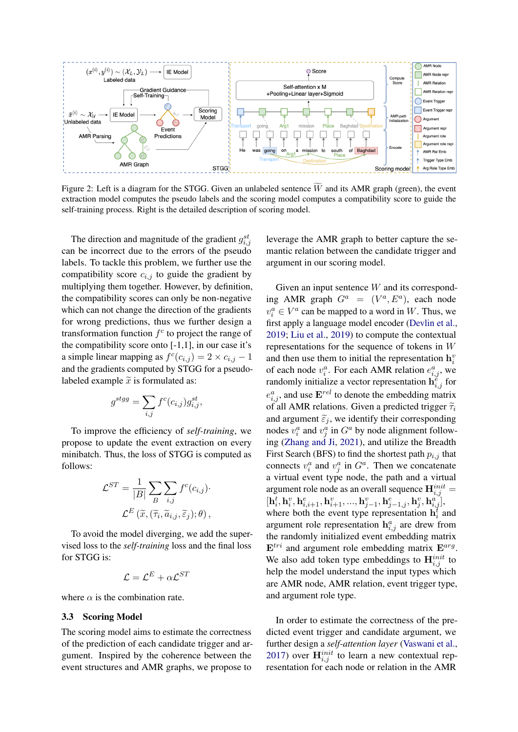Figure 2: Left is a diagram for the STGG. Given an unlabeled sentence $\widetilde{W}$ and its AMR graph (green), the event extraction model computes the pseudo labels and the scoring model computes a compatibility score to guide the self-training process. Right is the detailed description of scoring model.

The direction and magnitude of the gradient $g^{st}_{i,j}$ can be incorrect due to the errors of the pseudo labels. To tackle this problem, we further use the compatibility score $c_{i,j}$ to guide the gradient by multiplying them together. However, by definition, the compatibility scores can only be non-negative which can not change the direction of the gradients for wrong predictions, thus we further design a transformation function $f^c$ to project the range of the compatibility score onto [-1,1], in our case it's a simple linear mapping as $f^c(c_{i,j}) = 2 \times c_{i,j} - 1$ and the gradients computed by STGG for a pseudo-labeled example $\widetilde{x}$ is formulated as:

$$g^{stgg} = \sum_{i,j} f^c(c_{i,j}) g^{st}_{i,j},$$

To improve the efficiency of *self-training*, we propose to update the event extraction on every minibatch. Thus, the loss of STGG is computed as follows:

$$\mathcal{L}^{ST} = \frac{1}{|B|} \sum_{B} \sum_{i,j} f^c(c_{i,j}) \cdot \mathcal{L}^E \left(\widetilde{x}, (\widetilde{\tau}_i, \widetilde{a}_{i,j}, \widetilde{\varepsilon}_j); \theta\right),$$

To avoid the model diverging, we add the supervised loss to the *self-training* loss and the final loss for STGG is:

$$\mathcal{L} = \mathcal{L}^E + \alpha \mathcal{L}^{ST}$$

where $\alpha$ is the combination rate.

### 3.3 Scoring Model

The scoring model aims to estimate the correctness of the prediction of each candidate trigger and argument. Inspired by the coherence between the event structures and AMR graphs, we propose to leverage the AMR graph to better capture the semantic relation between the candidate trigger and argument in our scoring model.

Given an input sentence $W$ and its corresponding AMR graph $G^a = (V^a, E^a)$, each node $v^a_i \in V^a$ can be mapped to a word in $W$. Thus, we first apply a language model encoder (Devlin et al., 2019; Liu et al., 2019) to compute the contextual representations for the sequence of tokens in $W$ and then use them to initial the representation $\mathbf{h}^v_i$ of each node $v^a_i$. For each AMR relation $e^a_{i,j}$, we randomly initialize a vector representation $\mathbf{h}^e_{i,j}$ for $e^a_{i,j}$, and use $\mathbf{E}^{rel}$ to denote the embedding matrix of all AMR relations. Given a predicted trigger $\widetilde{\tau}_i$ and argument $\widetilde{\varepsilon}_j$, we identify their corresponding nodes $v^a_i$ and $v^a_j$ in $G^a$ by node alignment following (Zhang and Ji, 2021), and utilize the Breadth First Search (BFS) to find the shortest path $p_{i,j}$ that connects $v^a_i$ and $v^a_j$ in $G^a$. Then we concatenate a virtual event type node, the path and a virtual argument role node as an overall sequence $\mathbf{H}^{init}_{i,j} = [\mathbf{h}^t_i, \mathbf{h}^v_i, \mathbf{h}^e_{i,i+1}, \mathbf{h}^v_{i+1}, ..., \mathbf{h}^v_{j-1}, \mathbf{h}^e_{j-1,j}, \mathbf{h}^v_j, \mathbf{h}^a_{i,j}]$, where both the event type representation $\mathbf{h}^t_i$ and argument role representation $\mathbf{h}^a_{i,j}$ are drew from the randomly initialized event embedding matrix $\mathbf{E}^{tri}$ and argument role embedding matrix $\mathbf{E}^{arg}$. We also add token type embeddings to $\mathbf{H}^{init}_{i,j}$ to help the model understand the input types which are AMR node, AMR relation, event trigger type, and argument role type.

In order to estimate the correctness of the predicted event trigger and candidate argument, we further design a *self-attention layer* (Vaswani et al., 2017) over $\mathbf{H}^{init}_{i,j}$ to learn a new contextual representation for each node or relation in the AMR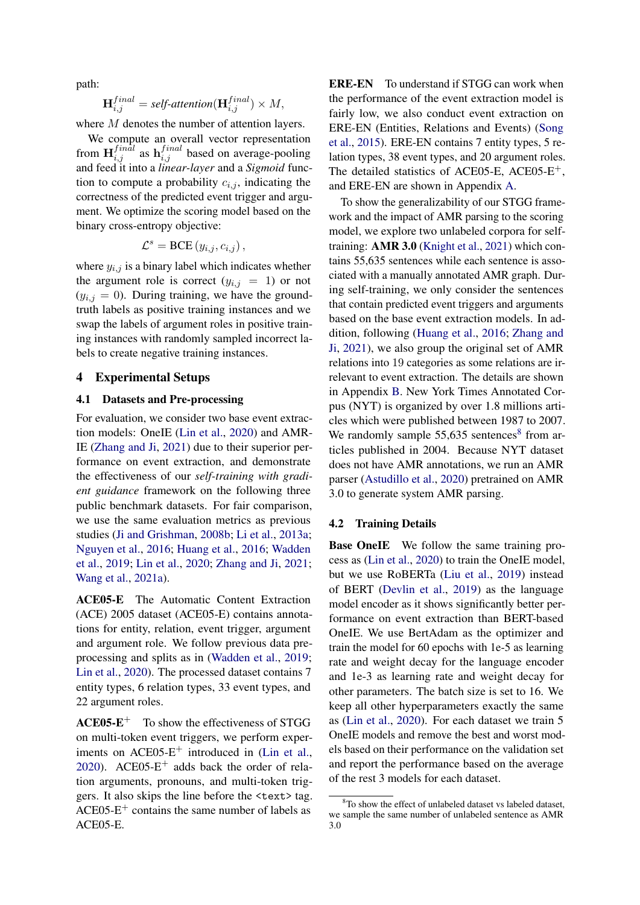path:

$$\mathbf{H}_{i,j}^{final} = \textit{self-attention}(\mathbf{H}_{i,j}^{final}) \times M,$$

where $M$ denotes the number of attention layers.

We compute an overall vector representation from $\mathbf{H}_{i,j}^{final}$ as $\mathbf{h}_{i,j}^{final}$ based on average-pooling and feed it into a *linear-layer* and a *Sigmoid* function to compute a probability $c_{i,j}$, indicating the correctness of the predicted event trigger and argument. We optimize the scoring model based on the binary cross-entropy objective:

$$\mathcal{L}^s = \text{BCE}\left(y_{i,j}, c_{i,j}\right),$$

where $y_{i,j}$ is a binary label which indicates whether the argument role is correct ($y_{i,j} = 1$) or not ($y_{i,j} = 0$). During training, we have the ground-truth labels as positive training instances and we swap the labels of argument roles in positive training instances with randomly sampled incorrect labels to create negative training instances.

## 4 Experimental Setups

### 4.1 Datasets and Pre-processing

For evaluation, we consider two base event extraction models: OneIE (Lin et al., 2020) and AMR-IE (Zhang and Ji, 2021) due to their superior performance on event extraction, and demonstrate the effectiveness of our *self-training with gradient guidance* framework on the following three public benchmark datasets. For fair comparison, we use the same evaluation metrics as previous studies (Ji and Grishman, 2008b; Li et al., 2013a; Nguyen et al., 2016; Huang et al., 2016; Wadden et al., 2019; Lin et al., 2020; Zhang and Ji, 2021; Wang et al., 2021a).

**ACE05-E** The Automatic Content Extraction (ACE) 2005 dataset (ACE05-E) contains annotations for entity, relation, event trigger, argument and argument role. We follow previous data preprocessing and splits as in (Wadden et al., 2019; Lin et al., 2020). The processed dataset contains 7 entity types, 6 relation types, 33 event types, and 22 argument roles.

**ACE05-E$^+$** To show the effectiveness of STGG on multi-token event triggers, we perform experiments on ACE05-E$^+$ introduced in (Lin et al., 2020). ACE05-E$^+$ adds back the order of relation arguments, pronouns, and multi-token triggers. It also skips the line before the `<text>` tag. ACE05-E$^+$ contains the same number of labels as ACE05-E.

**ERE-EN** To understand if STGG can work when the performance of the event extraction model is fairly low, we also conduct event extraction on ERE-EN (Entities, Relations and Events) (Song et al., 2015). ERE-EN contains 7 entity types, 5 relation types, 38 event types, and 20 argument roles. The detailed statistics of ACE05-E, ACE05-E$^+$, and ERE-EN are shown in Appendix A.

To show the generalizability of our STGG framework and the impact of AMR parsing to the scoring model, we explore two unlabeled corpora for self-training: **AMR 3.0** (Knight et al., 2021) which contains 55,635 sentences while each sentence is associated with a manually annotated AMR graph. During self-training, we only consider the sentences that contain predicted event triggers and arguments based on the base event extraction models. In addition, following (Huang et al., 2016; Zhang and Ji, 2021), we also group the original set of AMR relations into 19 categories as some relations are irrelevant to event extraction. The details are shown in Appendix B. New York Times Annotated Corpus (NYT) is organized by over 1.8 millions articles which were published between 1987 to 2007. We randomly sample 55,635 sentences[8] from articles published in 2004. Because NYT dataset does not have AMR annotations, we run an AMR parser (Astudillo et al., 2020) pretrained on AMR 3.0 to generate system AMR parsing.

### 4.2 Training Details

**Base OneIE** We follow the same training process as (Lin et al., 2020) to train the OneIE model, but we use RoBERTa (Liu et al., 2019) instead of BERT (Devlin et al., 2019) as the language model encoder as it shows significantly better performance on event extraction than BERT-based OneIE. We use BertAdam as the optimizer and train the model for 60 epochs with 1e-5 as learning rate and weight decay for the language encoder and 1e-3 as learning rate and weight decay for other parameters. The batch size is set to 16. We keep all other hyperparameters exactly the same as (Lin et al., 2020). For each dataset we train 5 OneIE models and remove the best and worst models based on their performance on the validation set and report the performance based on the average of the rest 3 models for each dataset.

[8] To show the effect of unlabeled dataset vs labeled dataset, we sample the same number of unlabeled sentence as AMR 3.0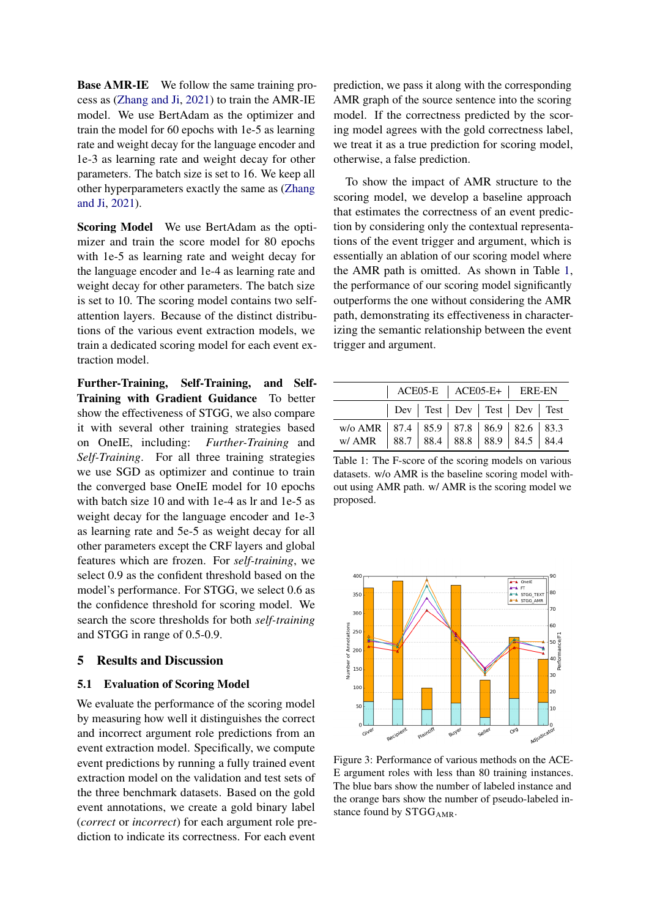**Base AMR-IE** We follow the same training process as (Zhang and Ji, 2021) to train the AMR-IE model. We use BertAdam as the optimizer and train the model for 60 epochs with 1e-5 as learning rate and weight decay for the language encoder and 1e-3 as learning rate and weight decay for other parameters. The batch size is set to 16. We keep all other hyperparameters exactly the same as (Zhang and Ji, 2021).

**Scoring Model** We use BertAdam as the optimizer and train the score model for 80 epochs with 1e-5 as learning rate and weight decay for the language encoder and 1e-4 as learning rate and weight decay for other parameters. The batch size is set to 10. The scoring model contains two self-attention layers. Because of the distinct distributions of the various event extraction models, we train a dedicated scoring model for each event extraction model.

**Further-Training, Self-Training, and Self-Training with Gradient Guidance** To better show the effectiveness of STGG, we also compare it with several other training strategies based on OneIE, including: *Further-Training* and *Self-Training*. For all three training strategies we use SGD as optimizer and continue to train the converged base OneIE model for 10 epochs with batch size 10 and with 1e-4 as lr and 1e-5 as weight decay for the language encoder and 1e-3 as learning rate and 5e-5 as weight decay for all other parameters except the CRF layers and global features which are frozen. For *self-training*, we select 0.9 as the confident threshold based on the model's performance. For STGG, we select 0.6 as the confidence threshold for scoring model. We search the score thresholds for both *self-training* and STGG in range of 0.5-0.9.

## 5 Results and Discussion

### 5.1 Evaluation of Scoring Model

We evaluate the performance of the scoring model by measuring how well it distinguishes the correct and incorrect argument role predictions from an event extraction model. Specifically, we compute event predictions by running a fully trained event extraction model on the validation and test sets of the three benchmark datasets. Based on the gold event annotations, we create a gold binary label (*correct* or *incorrect*) for each argument role prediction to indicate its correctness. For each event prediction, we pass it along with the corresponding AMR graph of the source sentence into the scoring model. If the correctness predicted by the scoring model agrees with the gold correctness label, we treat it as a true prediction for scoring model, otherwise, a false prediction.

To show the impact of AMR structure to the scoring model, we develop a baseline approach that estimates the correctness of an event prediction by considering only the contextual representations of the event trigger and argument, which is essentially an ablation of our scoring model where the AMR path is omitted. As shown in Table 1, the performance of our scoring model significantly outperforms the one without considering the AMR path, demonstrating its effectiveness in characterizing the semantic relationship between the event trigger and argument.

| | ACE05-E | | ACE05-E+ | | ERE-EN | |
|---|---|---|---|---|---|---|
| | Dev | Test | Dev | Test | Dev | Test |
| w/o AMR | 87.4 | 85.9 | 87.8 | 86.9 | 82.6 | 83.3 |
| w/ AMR | 88.7 | 88.4 | 88.8 | 88.9 | 84.5 | 84.4 |

Table 1: The F-score of the scoring models on various datasets. w/o AMR is the baseline scoring model without using AMR path. w/ AMR is the scoring model we proposed.

Figure 3: Performance of various methods on the ACE-E argument roles with less than 80 training instances. The blue bars show the number of labeled instance and the orange bars show the number of pseudo-labeled instance found by $\text{STGG}_{\text{AMR}}$.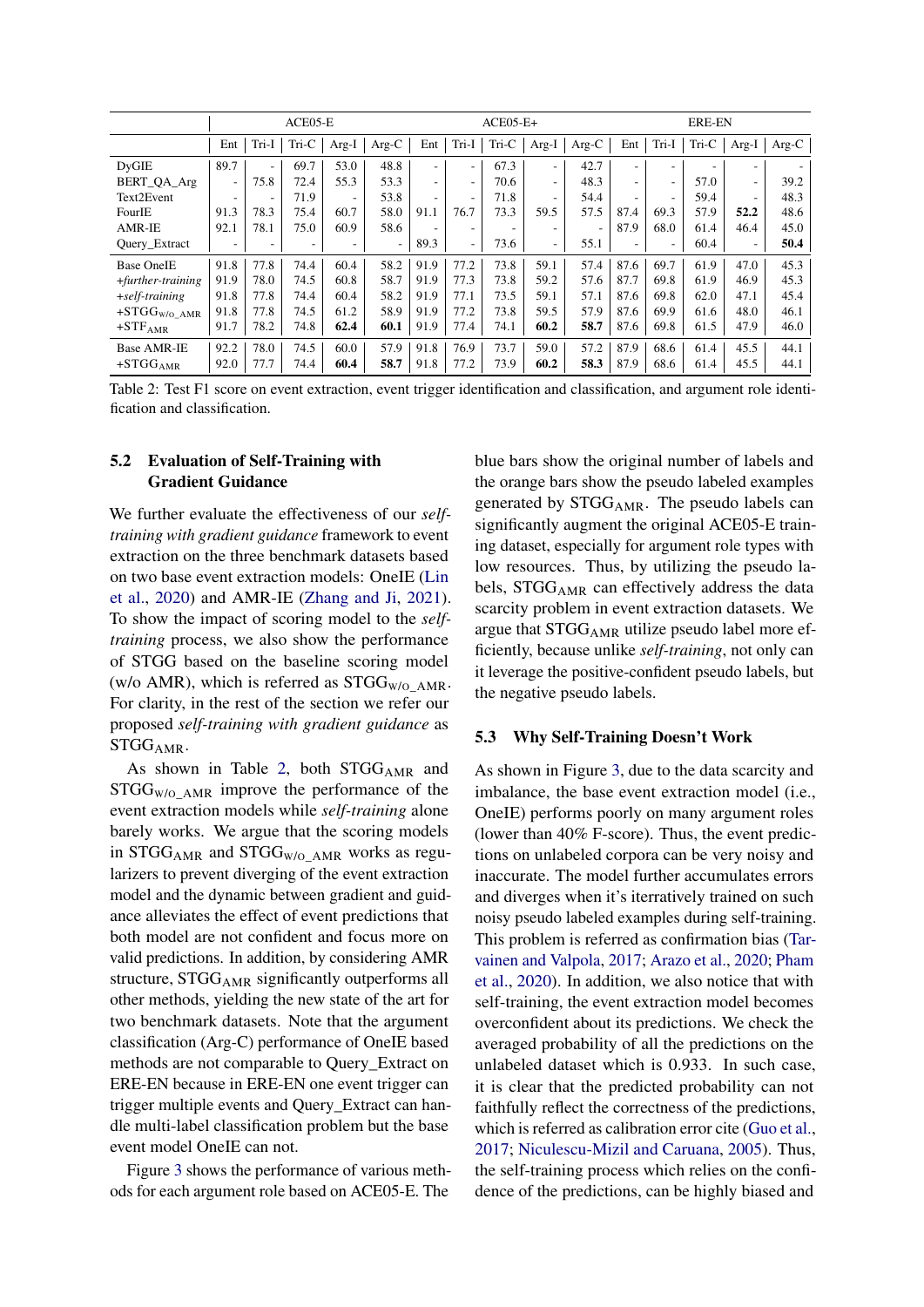| | ACE05-E | | | | | ACE05-E+ | | | | | ERE-EN | | | | |
|---|---|---|---|---|---|---|---|---|---|---|---|---|---|---|---|
| | Ent | Tri-I | Tri-C | Arg-I | Arg-C | Ent | Tri-I | Tri-C | Arg-I | Arg-C | Ent | Tri-I | Tri-C | Arg-I | Arg-C |
| DyGIE | 89.7 | - | 69.7 | 53.0 | 48.8 | - | - | 67.3 | - | 42.7 | - | - | - | - | - |
| BERT_QA_Arg | - | 75.8 | 72.4 | 55.3 | 53.3 | - | - | 70.6 | - | 48.3 | - | - | 57.0 | - | 39.2 |
| Text2Event | - | - | 71.9 | - | 53.8 | - | - | 71.8 | - | 54.4 | - | - | 59.4 | - | 48.3 |
| FourIE | 91.3 | 78.3 | 75.4 | 60.7 | 58.0 | 91.1 | 76.7 | 73.3 | 59.5 | 57.5 | 87.4 | 69.3 | 57.9 | **52.2** | 48.6 |
| AMR-IE | 92.1 | 78.1 | 75.0 | 60.9 | 58.6 | - | - | - | - | - | 87.9 | 68.0 | 61.4 | 46.4 | 45.0 |
| Query_Extract | - | - | - | - | - | 89.3 | - | 73.6 | - | 55.1 | - | - | 60.4 | - | **50.4** |
| Base OneIE | 91.8 | 77.8 | 74.4 | 60.4 | 58.2 | 91.9 | 77.2 | 73.8 | 59.1 | 57.4 | 87.6 | 69.7 | 61.9 | 47.0 | 45.3 |
| *+further-training* | 91.9 | 78.0 | 74.5 | 60.8 | 58.7 | 91.9 | 77.3 | 73.8 | 59.2 | 57.6 | 87.7 | 69.8 | 61.9 | 46.9 | 45.3 |
| *+self-training* | 91.8 | 77.8 | 74.4 | 60.4 | 58.2 | 91.9 | 77.1 | 73.5 | 59.1 | 57.1 | 87.6 | 69.8 | 62.0 | 47.1 | 45.4 |
| +STGG$_{\text{W/O\_AMR}}$ | 91.8 | 77.8 | 74.5 | 61.2 | 58.9 | 91.9 | 77.2 | 73.8 | 59.5 | 57.9 | 87.6 | 69.9 | 61.6 | 48.0 | 46.1 |
| +STF$_{\text{AMR}}$ | 91.7 | 78.2 | 74.8 | **62.4** | **60.1** | 91.9 | 77.4 | 74.1 | **60.2** | **58.7** | 87.6 | 69.8 | 61.5 | 47.9 | 46.0 |
| Base AMR-IE | 92.2 | 78.0 | 74.5 | 60.0 | 57.9 | 91.8 | 76.9 | 73.7 | 59.0 | 57.2 | 87.9 | 68.6 | 61.4 | 45.5 | 44.1 |
| +STGG$_{\text{AMR}}$ | 92.0 | 77.7 | 74.4 | **60.4** | **58.7** | 91.8 | 77.2 | 73.9 | **60.2** | **58.3** | 87.9 | 68.6 | 61.4 | 45.5 | 44.1 |

Table 2: Test F1 score on event extraction, event trigger identification and classification, and argument role identification and classification.

### 5.2 Evaluation of Self-Training with Gradient Guidance

We further evaluate the effectiveness of our *self-training with gradient guidance* framework to event extraction on the three benchmark datasets based on two base event extraction models: OneIE (Lin et al., 2020) and AMR-IE (Zhang and Ji, 2021). To show the impact of scoring model to the *self-training* process, we also show the performance of STGG based on the baseline scoring model (w/o AMR), which is referred as STGG$_{\text{W/O\_AMR}}$. For clarity, in the rest of the section we refer our proposed *self-training with gradient guidance* as STGG$_{\text{AMR}}$.

As shown in Table 2, both STGG$_{\text{AMR}}$ and STGG$_{\text{W/O\_AMR}}$ improve the performance of the event extraction models while *self-training* alone barely works. We argue that the scoring models in STGG$_{\text{AMR}}$ and STGG$_{\text{W/O\_AMR}}$ works as regularizers to prevent diverging of the event extraction model and the dynamic between gradient and guidance alleviates the effect of event predictions that both model are not confident and focus more on valid predictions. In addition, by considering AMR structure, STGG$_{\text{AMR}}$ significantly outperforms all other methods, yielding the new state of the art for two benchmark datasets. Note that the argument classification (Arg-C) performance of OneIE based methods are not comparable to Query_Extract on ERE-EN because in ERE-EN one event trigger can trigger multiple events and Query_Extract can handle multi-label classification problem but the base event model OneIE can not.

Figure 3 shows the performance of various methods for each argument role based on ACE05-E. The blue bars show the original number of labels and the orange bars show the pseudo labeled examples generated by STGG$_{\text{AMR}}$. The pseudo labels can significantly augment the original ACE05-E training dataset, especially for argument role types with low resources. Thus, by utilizing the pseudo labels, STGG$_{\text{AMR}}$ can effectively address the data scarcity problem in event extraction datasets. We argue that STGG$_{\text{AMR}}$ utilize pseudo label more efficiently, because unlike *self-training*, not only can it leverage the positive-confident pseudo labels, but the negative pseudo labels.

### 5.3 Why Self-Training Doesn't Work

As shown in Figure 3, due to the data scarcity and imbalance, the base event extraction model (i.e., OneIE) performs poorly on many argument roles (lower than 40% F-score). Thus, the event predictions on unlabeled corpora can be very noisy and inaccurate. The model further accumulates errors and diverges when it's iterratively trained on such noisy pseudo labeled examples during self-training. This problem is referred as confirmation bias (Tarvainen and Valpola, 2017; Arazo et al., 2020; Pham et al., 2020). In addition, we also notice that with self-training, the event extraction model becomes overconfident about its predictions. We check the averaged probability of all the predictions on the unlabeled dataset which is 0.933. In such case, it is clear that the predicted probability can not faithfully reflect the correctness of the predictions, which is referred as calibration error cite (Guo et al., 2017; Niculescu-Mizil and Caruana, 2005). Thus, the self-training process which relies on the confidence of the predictions, can be highly biased and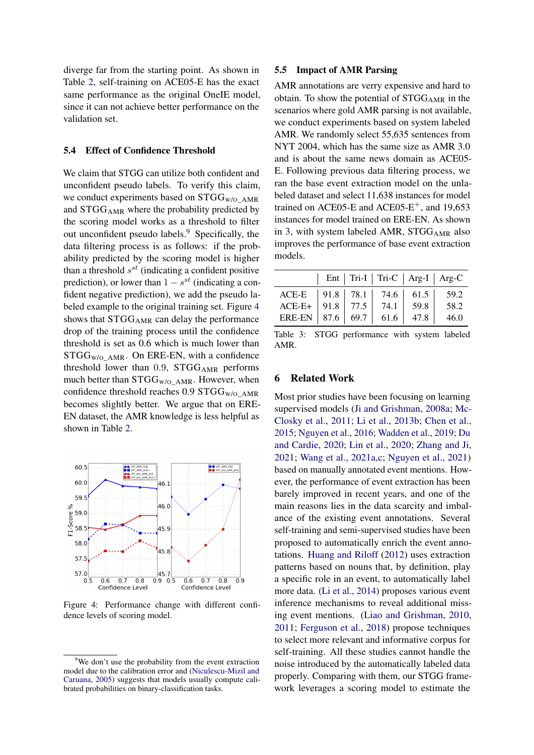diverge far from the starting point. As shown in Table 2, self-training on ACE05-E has the exact same performance as the original OneIE model, since it can not achieve better performance on the validation set.

### 5.4 Effect of Confidence Threshold

We claim that STGG can utilize both confident and unconfident pseudo labels. To verify this claim, we conduct experiments based on $\text{STGG}_{\text{W/O\_AMR}}$ and $\text{STGG}_{\text{AMR}}$ where the probability predicted by the scoring model works as a threshold to filter out unconfident pseudo labels.[9] Specifically, the data filtering process is as follows: if the probability predicted by the scoring model is higher than a threshold $s^{st}$ (indicating a confident positive prediction), or lower than $1 - s^{st}$ (indicating a confident negative prediction), we add the pseudo labeled example to the original training set. Figure 4 shows that $\text{STGG}_{\text{AMR}}$ can delay the performance drop of the training process until the confidence threshold is set as 0.6 which is much lower than $\text{STGG}_{\text{W/O\_AMR}}$. On ERE-EN, with a confidence threshold lower than 0.9, $\text{STGG}_{\text{AMR}}$ performs much better than $\text{STGG}_{\text{W/O\_AMR}}$. However, when confidence threshold reaches 0.9 $\text{STGG}_{\text{W/O\_AMR}}$ becomes slightly better. We argue that on ERE-EN dataset, the AMR knowledge is less helpful as shown in Table 2.

Figure 4: Performance change with different confidence levels of scoring model.

### 5.5 Impact of AMR Parsing

AMR annotations are very expensive and hard to obtain. To show the potential of $\text{STGG}_{\text{AMR}}$ in the scenarios where gold AMR parsing is not available, we conduct experiments based on system labeled AMR. We randomly select 55,635 sentences from NYT 2004, which has the same size as AMR 3.0 and is about the same news domain as ACE05-E. Following previous data filtering process, we ran the base event extraction model on the unlabeled dataset and select 11,638 instances for model trained on ACE05-E and ACE05-E$^{+}$, and 19,653 instances for model trained on ERE-EN. As shown in 3, with system labeled AMR, $\text{STGG}_{\text{AMR}}$ also improves the performance of base event extraction models.

| | Ent | Tri-I | Tri-C | Arg-I | Arg-C |
|---|---|---|---|---|---|
| ACE-E | 91.8 | 78.1 | 74.6 | 61.5 | 59.2 |
| ACE-E+ | 91.8 | 77.5 | 74.1 | 59.8 | 58.2 |
| ERE-EN | 87.6 | 69.7 | 61.6 | 47.8 | 46.0 |

Table 3: STGG performance with system labeled AMR.

## 6 Related Work

Most prior studies have been focusing on learning supervised models (Ji and Grishman, 2008a; McClosky et al., 2011; Li et al., 2013b; Chen et al., 2015; Nguyen et al., 2016; Wadden et al., 2019; Du and Cardie, 2020; Lin et al., 2020; Zhang and Ji, 2021; Wang et al., 2021a,c; Nguyen et al., 2021) based on manually annotated event mentions. However, the performance of event extraction has been barely improved in recent years, and one of the main reasons lies in the data scarcity and imbalance of the existing event annotations. Several self-training and semi-supervised studies have been proposed to automatically enrich the event annotations. Huang and Riloff (2012) uses extraction patterns based on nouns that, by definition, play a specific role in an event, to automatically label more data. (Li et al., 2014) proposes various event inference mechanisms to reveal additional missing event mentions. (Liao and Grishman, 2010, 2011; Ferguson et al., 2018) propose techniques to select more relevant and informative corpus for self-training. All these studies cannot handle the noise introduced by the automatically labeled data properly. Comparing with them, our STGG framework leverages a scoring model to estimate the

[9] We don't use the probability from the event extraction model due to the calibration error and (Niculescu-Mizil and Caruana, 2005) suggests that models usually compute calibrated probabilities on binary-classification tasks.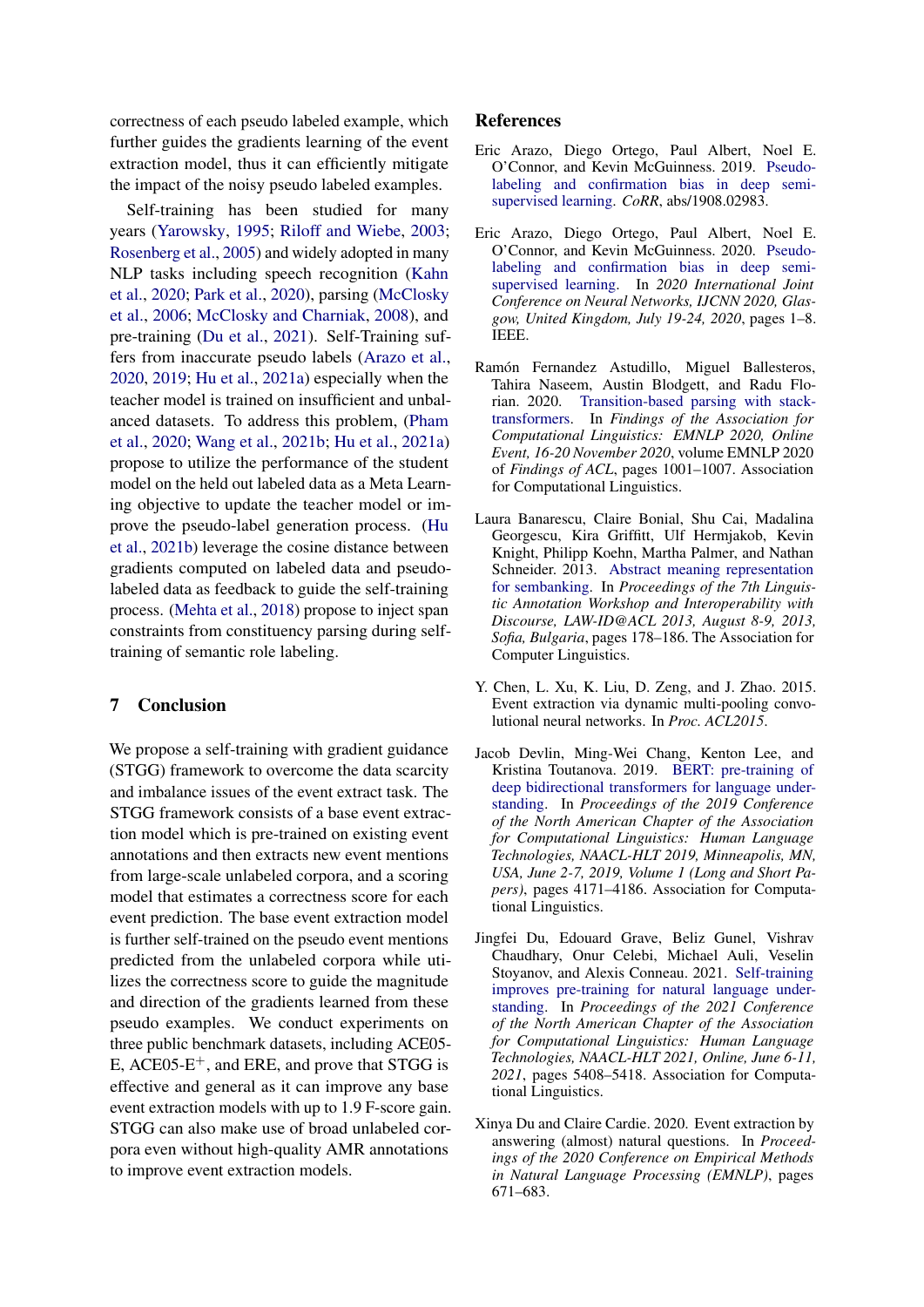correctness of each pseudo labeled example, which further guides the gradients learning of the event extraction model, thus it can efficiently mitigate the impact of the noisy pseudo labeled examples.

Self-training has been studied for many years (Yarowsky, 1995; Riloff and Wiebe, 2003; Rosenberg et al., 2005) and widely adopted in many NLP tasks including speech recognition (Kahn et al., 2020; Park et al., 2020), parsing (McClosky et al., 2006; McClosky and Charniak, 2008), and pre-training (Du et al., 2021). Self-Training suffers from inaccurate pseudo labels (Arazo et al., 2020, 2019; Hu et al., 2021a) especially when the teacher model is trained on insufficient and unbalanced datasets. To address this problem, (Pham et al., 2020; Wang et al., 2021b; Hu et al., 2021a) propose to utilize the performance of the student model on the held out labeled data as a Meta Learning objective to update the teacher model or improve the pseudo-label generation process. (Hu et al., 2021b) leverage the cosine distance between gradients computed on labeled data and pseudo-labeled data as feedback to guide the self-training process. (Mehta et al., 2018) propose to inject span constraints from constituency parsing during self-training of semantic role labeling.

## 7 Conclusion

We propose a self-training with gradient guidance (STGG) framework to overcome the data scarcity and imbalance issues of the event extract task. The STGG framework consists of a base event extraction model which is pre-trained on existing event annotations and then extracts new event mentions from large-scale unlabeled corpora, and a scoring model that estimates a correctness score for each event prediction. The base event extraction model is further self-trained on the pseudo event mentions predicted from the unlabeled corpora while utilizes the correctness score to guide the magnitude and direction of the gradients learned from these pseudo examples. We conduct experiments on three public benchmark datasets, including ACE05-E, ACE05-E$^{+}$, and ERE, and prove that STGG is effective and general as it can improve any base event extraction models with up to 1.9 F-score gain. STGG can also make use of broad unlabeled corpora even without high-quality AMR annotations to improve event extraction models.

## References

Eric Arazo, Diego Ortego, Paul Albert, Noel E. O'Connor, and Kevin McGuinness. 2019. Pseudo-labeling and confirmation bias in deep semi-supervised learning. *CoRR*, abs/1908.02983.

Eric Arazo, Diego Ortego, Paul Albert, Noel E. O'Connor, and Kevin McGuinness. 2020. Pseudo-labeling and confirmation bias in deep semi-supervised learning. In *2020 International Joint Conference on Neural Networks, IJCNN 2020, Glasgow, United Kingdom, July 19-24, 2020*, pages 1–8. IEEE.

Ramón Fernandez Astudillo, Miguel Ballesteros, Tahira Naseem, Austin Blodgett, and Radu Florian. 2020. Transition-based parsing with stack-transformers. In *Findings of the Association for Computational Linguistics: EMNLP 2020, Online Event, 16-20 November 2020*, volume EMNLP 2020 of *Findings of ACL*, pages 1001–1007. Association for Computational Linguistics.

Laura Banarescu, Claire Bonial, Shu Cai, Madalina Georgescu, Kira Griffitt, Ulf Hermjakob, Kevin Knight, Philipp Koehn, Martha Palmer, and Nathan Schneider. 2013. Abstract meaning representation for sembanking. In *Proceedings of the 7th Linguistic Annotation Workshop and Interoperability with Discourse, LAW-ID@ACL 2013, August 8-9, 2013, Sofia, Bulgaria*, pages 178–186. The Association for Computer Linguistics.

Y. Chen, L. Xu, K. Liu, D. Zeng, and J. Zhao. 2015. Event extraction via dynamic multi-pooling convolutional neural networks. In *Proc. ACL2015*.

Jacob Devlin, Ming-Wei Chang, Kenton Lee, and Kristina Toutanova. 2019. BERT: pre-training of deep bidirectional transformers for language understanding. In *Proceedings of the 2019 Conference of the North American Chapter of the Association for Computational Linguistics: Human Language Technologies, NAACL-HLT 2019, Minneapolis, MN, USA, June 2-7, 2019, Volume 1 (Long and Short Papers)*, pages 4171–4186. Association for Computational Linguistics.

Jingfei Du, Edouard Grave, Beliz Gunel, Vishrav Chaudhary, Onur Celebi, Michael Auli, Veselin Stoyanov, and Alexis Conneau. 2021. Self-training improves pre-training for natural language understanding. In *Proceedings of the 2021 Conference of the North American Chapter of the Association for Computational Linguistics: Human Language Technologies, NAACL-HLT 2021, Online, June 6-11, 2021*, pages 5408–5418. Association for Computational Linguistics.

Xinya Du and Claire Cardie. 2020. Event extraction by answering (almost) natural questions. In *Proceedings of the 2020 Conference on Empirical Methods in Natural Language Processing (EMNLP)*, pages 671–683.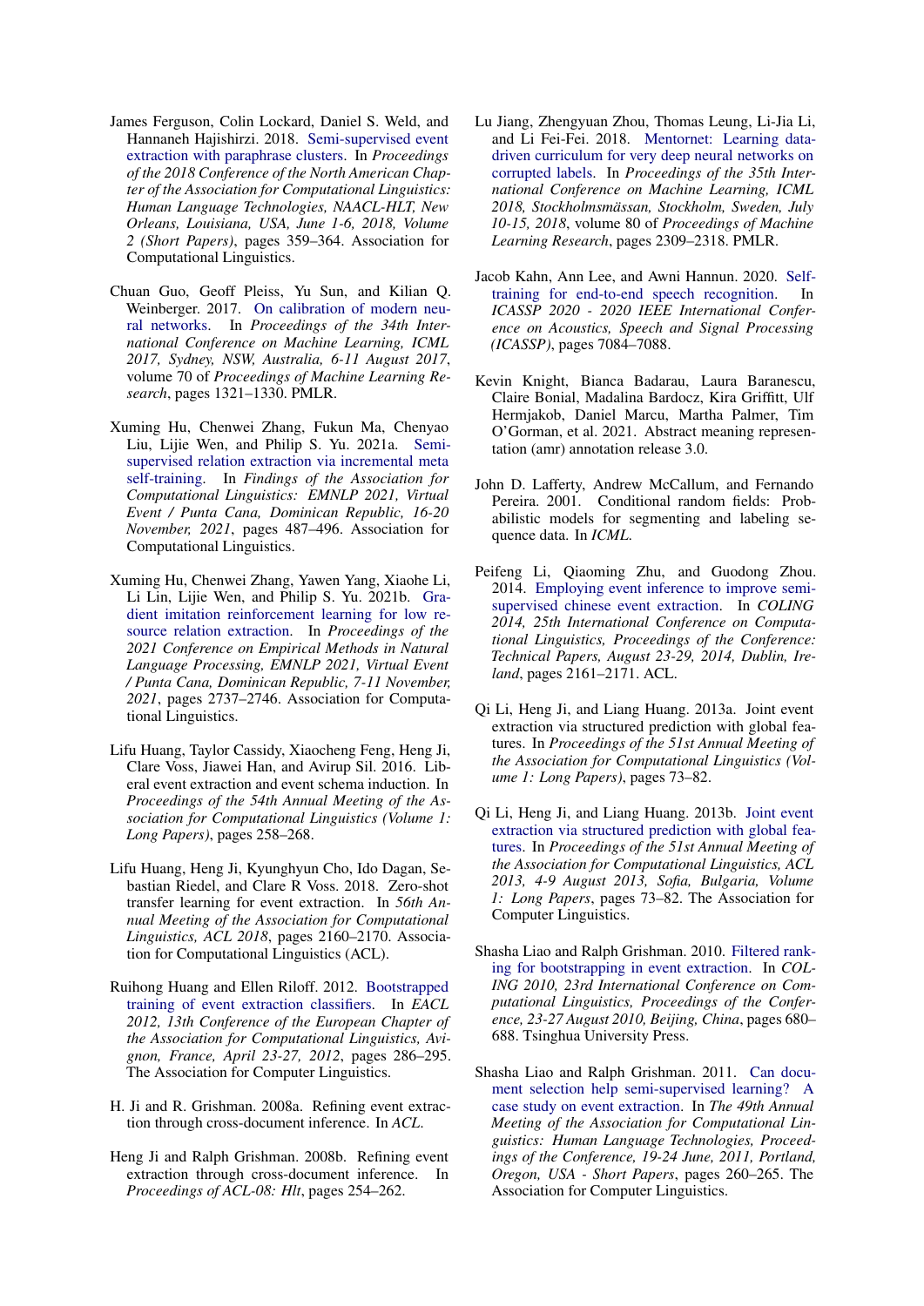James Ferguson, Colin Lockard, Daniel S. Weld, and Hannaneh Hajishirzi. 2018. Semi-supervised event extraction with paraphrase clusters. In *Proceedings of the 2018 Conference of the North American Chapter of the Association for Computational Linguistics: Human Language Technologies, NAACL-HLT, New Orleans, Louisiana, USA, June 1-6, 2018, Volume 2 (Short Papers)*, pages 359–364. Association for Computational Linguistics.

Chuan Guo, Geoff Pleiss, Yu Sun, and Kilian Q. Weinberger. 2017. On calibration of modern neural networks. In *Proceedings of the 34th International Conference on Machine Learning, ICML 2017, Sydney, NSW, Australia, 6-11 August 2017*, volume 70 of *Proceedings of Machine Learning Research*, pages 1321–1330. PMLR.

Xuming Hu, Chenwei Zhang, Fukun Ma, Chenyao Liu, Lijie Wen, and Philip S. Yu. 2021a. Semi-supervised relation extraction via incremental meta self-training. In *Findings of the Association for Computational Linguistics: EMNLP 2021, Virtual Event / Punta Cana, Dominican Republic, 16-20 November, 2021*, pages 487–496. Association for Computational Linguistics.

Xuming Hu, Chenwei Zhang, Yawen Yang, Xiaohe Li, Li Lin, Lijie Wen, and Philip S. Yu. 2021b. Gradient imitation reinforcement learning for low resource relation extraction. In *Proceedings of the 2021 Conference on Empirical Methods in Natural Language Processing, EMNLP 2021, Virtual Event / Punta Cana, Dominican Republic, 7-11 November, 2021*, pages 2737–2746. Association for Computational Linguistics.

Lifu Huang, Taylor Cassidy, Xiaocheng Feng, Heng Ji, Clare Voss, Jiawei Han, and Avirup Sil. 2016. Liberal event extraction and event schema induction. In *Proceedings of the 54th Annual Meeting of the Association for Computational Linguistics (Volume 1: Long Papers)*, pages 258–268.

Lifu Huang, Heng Ji, Kyunghyun Cho, Ido Dagan, Sebastian Riedel, and Clare R Voss. 2018. Zero-shot transfer learning for event extraction. In *56th Annual Meeting of the Association for Computational Linguistics, ACL 2018*, pages 2160–2170. Association for Computational Linguistics (ACL).

Ruihong Huang and Ellen Riloff. 2012. Bootstrapped training of event extraction classifiers. In *EACL 2012, 13th Conference of the European Chapter of the Association for Computational Linguistics, Avignon, France, April 23-27, 2012*, pages 286–295. The Association for Computer Linguistics.

H. Ji and R. Grishman. 2008a. Refining event extraction through cross-document inference. In *ACL*.

Heng Ji and Ralph Grishman. 2008b. Refining event extraction through cross-document inference. In *Proceedings of ACL-08: Hlt*, pages 254–262.

Lu Jiang, Zhengyuan Zhou, Thomas Leung, Li-Jia Li, and Li Fei-Fei. 2018. Mentornet: Learning data-driven curriculum for very deep neural networks on corrupted labels. In *Proceedings of the 35th International Conference on Machine Learning, ICML 2018, Stockholmsmässan, Stockholm, Sweden, July 10-15, 2018*, volume 80 of *Proceedings of Machine Learning Research*, pages 2309–2318. PMLR.

Jacob Kahn, Ann Lee, and Awni Hannun. 2020. Self-training for end-to-end speech recognition. In *ICASSP 2020 - 2020 IEEE International Conference on Acoustics, Speech and Signal Processing (ICASSP)*, pages 7084–7088.

Kevin Knight, Bianca Badarau, Laura Baranescu, Claire Bonial, Madalina Bardocz, Kira Griffitt, Ulf Hermjakob, Daniel Marcu, Martha Palmer, Tim O'Gorman, et al. 2021. Abstract meaning representation (amr) annotation release 3.0.

John D. Lafferty, Andrew McCallum, and Fernando Pereira. 2001. Conditional random fields: Probabilistic models for segmenting and labeling sequence data. In *ICML*.

Peifeng Li, Qiaoming Zhu, and Guodong Zhou. 2014. Employing event inference to improve semi-supervised chinese event extraction. In *COLING 2014, 25th International Conference on Computational Linguistics, Proceedings of the Conference: Technical Papers, August 23-29, 2014, Dublin, Ireland*, pages 2161–2171. ACL.

Qi Li, Heng Ji, and Liang Huang. 2013a. Joint event extraction via structured prediction with global features. In *Proceedings of the 51st Annual Meeting of the Association for Computational Linguistics (Volume 1: Long Papers)*, pages 73–82.

Qi Li, Heng Ji, and Liang Huang. 2013b. Joint event extraction via structured prediction with global features. In *Proceedings of the 51st Annual Meeting of the Association for Computational Linguistics, ACL 2013, 4-9 August 2013, Sofia, Bulgaria, Volume 1: Long Papers*, pages 73–82. The Association for Computer Linguistics.

Shasha Liao and Ralph Grishman. 2010. Filtered ranking for bootstrapping in event extraction. In *COLING 2010, 23rd International Conference on Computational Linguistics, Proceedings of the Conference, 23-27 August 2010, Beijing, China*, pages 680–688. Tsinghua University Press.

Shasha Liao and Ralph Grishman. 2011. Can document selection help semi-supervised learning? A case study on event extraction. In *The 49th Annual Meeting of the Association for Computational Linguistics: Human Language Technologies, Proceedings of the Conference, 19-24 June, 2011, Portland, Oregon, USA - Short Papers*, pages 260–265. The Association for Computer Linguistics.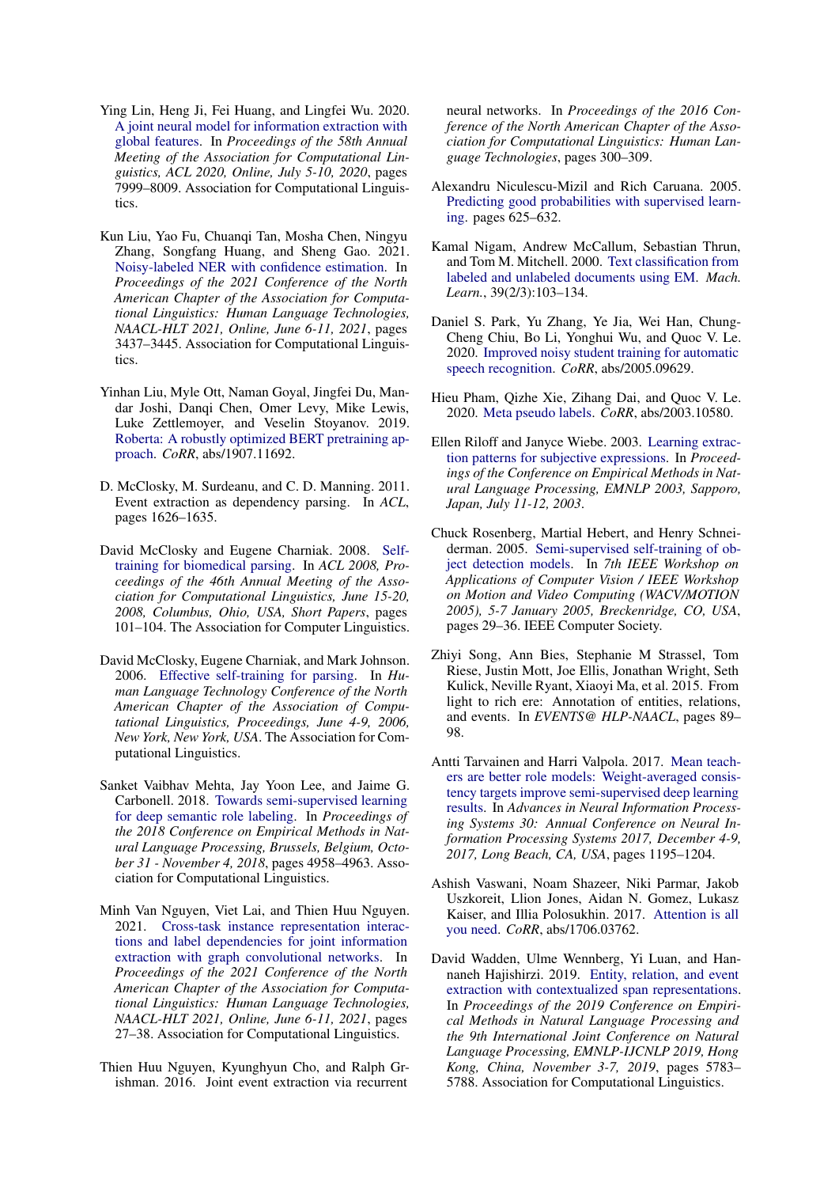Ying Lin, Heng Ji, Fei Huang, and Lingfei Wu. 2020. A joint neural model for information extraction with global features. In *Proceedings of the 58th Annual Meeting of the Association for Computational Linguistics, ACL 2020, Online, July 5-10, 2020*, pages 7999–8009. Association for Computational Linguistics.

Kun Liu, Yao Fu, Chuanqi Tan, Mosha Chen, Ningyu Zhang, Songfang Huang, and Sheng Gao. 2021. Noisy-labeled NER with confidence estimation. In *Proceedings of the 2021 Conference of the North American Chapter of the Association for Computational Linguistics: Human Language Technologies, NAACL-HLT 2021, Online, June 6-11, 2021*, pages 3437–3445. Association for Computational Linguistics.

Yinhan Liu, Myle Ott, Naman Goyal, Jingfei Du, Mandar Joshi, Danqi Chen, Omer Levy, Mike Lewis, Luke Zettlemoyer, and Veselin Stoyanov. 2019. Roberta: A robustly optimized BERT pretraining approach. *CoRR*, abs/1907.11692.

D. McClosky, M. Surdeanu, and C. D. Manning. 2011. Event extraction as dependency parsing. In *ACL*, pages 1626–1635.

David McClosky and Eugene Charniak. 2008. Self-training for biomedical parsing. In *ACL 2008, Proceedings of the 46th Annual Meeting of the Association for Computational Linguistics, June 15-20, 2008, Columbus, Ohio, USA, Short Papers*, pages 101–104. The Association for Computer Linguistics.

David McClosky, Eugene Charniak, and Mark Johnson. 2006. Effective self-training for parsing. In *Human Language Technology Conference of the North American Chapter of the Association of Computational Linguistics, Proceedings, June 4-9, 2006, New York, New York, USA*. The Association for Computational Linguistics.

Sanket Vaibhav Mehta, Jay Yoon Lee, and Jaime G. Carbonell. 2018. Towards semi-supervised learning for deep semantic role labeling. In *Proceedings of the 2018 Conference on Empirical Methods in Natural Language Processing, Brussels, Belgium, October 31 - November 4, 2018*, pages 4958–4963. Association for Computational Linguistics.

Minh Van Nguyen, Viet Lai, and Thien Huu Nguyen. 2021. Cross-task instance representation interactions and label dependencies for joint information extraction with graph convolutional networks. In *Proceedings of the 2021 Conference of the North American Chapter of the Association for Computational Linguistics: Human Language Technologies, NAACL-HLT 2021, Online, June 6-11, 2021*, pages 27–38. Association for Computational Linguistics.

Thien Huu Nguyen, Kyunghyun Cho, and Ralph Grishman. 2016. Joint event extraction via recurrent neural networks. In *Proceedings of the 2016 Conference of the North American Chapter of the Association for Computational Linguistics: Human Language Technologies*, pages 300–309.

Alexandru Niculescu-Mizil and Rich Caruana. 2005. Predicting good probabilities with supervised learning. pages 625–632.

Kamal Nigam, Andrew McCallum, Sebastian Thrun, and Tom M. Mitchell. 2000. Text classification from labeled and unlabeled documents using EM. *Mach. Learn.*, 39(2/3):103–134.

Daniel S. Park, Yu Zhang, Ye Jia, Wei Han, Chung-Cheng Chiu, Bo Li, Yonghui Wu, and Quoc V. Le. 2020. Improved noisy student training for automatic speech recognition. *CoRR*, abs/2005.09629.

Hieu Pham, Qizhe Xie, Zihang Dai, and Quoc V. Le. 2020. Meta pseudo labels. *CoRR*, abs/2003.10580.

Ellen Riloff and Janyce Wiebe. 2003. Learning extraction patterns for subjective expressions. In *Proceedings of the Conference on Empirical Methods in Natural Language Processing, EMNLP 2003, Sapporo, Japan, July 11-12, 2003*.

Chuck Rosenberg, Martial Hebert, and Henry Schneiderman. 2005. Semi-supervised self-training of object detection models. In *7th IEEE Workshop on Applications of Computer Vision / IEEE Workshop on Motion and Video Computing (WACV/MOTION 2005), 5-7 January 2005, Breckenridge, CO, USA*, pages 29–36. IEEE Computer Society.

Zhiyi Song, Ann Bies, Stephanie M Strassel, Tom Riese, Justin Mott, Joe Ellis, Jonathan Wright, Seth Kulick, Neville Ryant, Xiaoyi Ma, et al. 2015. From light to rich ere: Annotation of entities, relations, and events. In *EVENTS@ HLP-NAACL*, pages 89–98.

Antti Tarvainen and Harri Valpola. 2017. Mean teachers are better role models: Weight-averaged consistency targets improve semi-supervised deep learning results. In *Advances in Neural Information Processing Systems 30: Annual Conference on Neural Information Processing Systems 2017, December 4-9, 2017, Long Beach, CA, USA*, pages 1195–1204.

Ashish Vaswani, Noam Shazeer, Niki Parmar, Jakob Uszkoreit, Llion Jones, Aidan N. Gomez, Lukasz Kaiser, and Illia Polosukhin. 2017. Attention is all you need. *CoRR*, abs/1706.03762.

David Wadden, Ulme Wennberg, Yi Luan, and Hannaneh Hajishirzi. 2019. Entity, relation, and event extraction with contextualized span representations. In *Proceedings of the 2019 Conference on Empirical Methods in Natural Language Processing and the 9th International Joint Conference on Natural Language Processing, EMNLP-IJCNLP 2019, Hong Kong, China, November 3-7, 2019*, pages 5783–5788. Association for Computational Linguistics.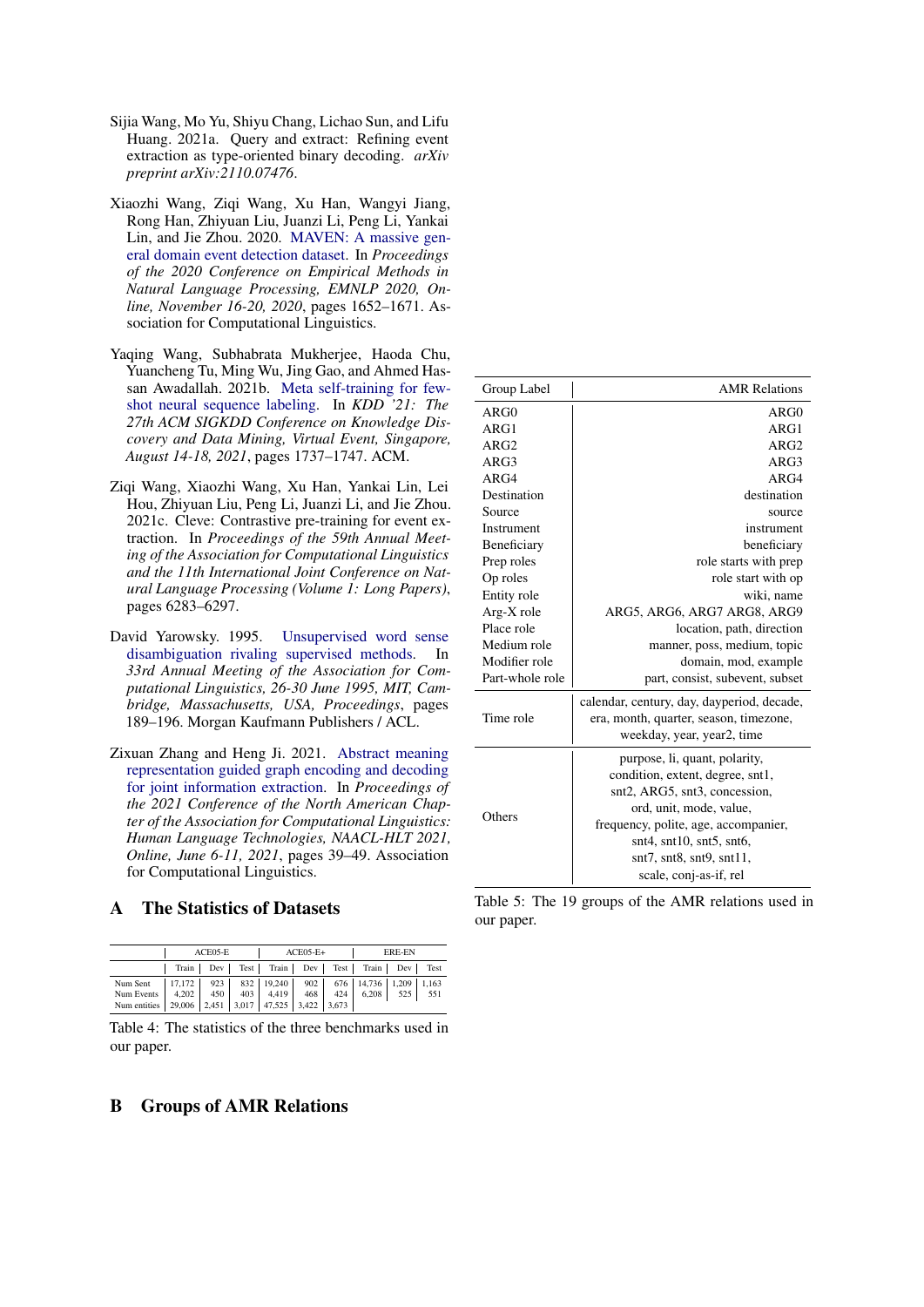Sijia Wang, Mo Yu, Shiyu Chang, Lichao Sun, and Lifu Huang. 2021a. Query and extract: Refining event extraction as type-oriented binary decoding. *arXiv preprint arXiv:2110.07476*.

Xiaozhi Wang, Ziqi Wang, Xu Han, Wangyi Jiang, Rong Han, Zhiyuan Liu, Juanzi Li, Peng Li, Yankai Lin, and Jie Zhou. 2020. MAVEN: A massive general domain event detection dataset. In *Proceedings of the 2020 Conference on Empirical Methods in Natural Language Processing, EMNLP 2020, Online, November 16-20, 2020*, pages 1652–1671. Association for Computational Linguistics.

Yaqing Wang, Subhabrata Mukherjee, Haoda Chu, Yuancheng Tu, Ming Wu, Jing Gao, and Ahmed Hassan Awadallah. 2021b. Meta self-training for few-shot neural sequence labeling. In *KDD '21: The 27th ACM SIGKDD Conference on Knowledge Discovery and Data Mining, Virtual Event, Singapore, August 14-18, 2021*, pages 1737–1747. ACM.

Ziqi Wang, Xiaozhi Wang, Xu Han, Yankai Lin, Lei Hou, Zhiyuan Liu, Peng Li, Juanzi Li, and Jie Zhou. 2021c. Cleve: Contrastive pre-training for event extraction. In *Proceedings of the 59th Annual Meeting of the Association for Computational Linguistics and the 11th International Joint Conference on Natural Language Processing (Volume 1: Long Papers)*, pages 6283–6297.

David Yarowsky. 1995. Unsupervised word sense disambiguation rivaling supervised methods. In *33rd Annual Meeting of the Association for Computational Linguistics, 26-30 June 1995, MIT, Cambridge, Massachusetts, USA, Proceedings*, pages 189–196. Morgan Kaufmann Publishers / ACL.

Zixuan Zhang and Heng Ji. 2021. Abstract meaning representation guided graph encoding and decoding for joint information extraction. In *Proceedings of the 2021 Conference of the North American Chapter of the Association for Computational Linguistics: Human Language Technologies, NAACL-HLT 2021, Online, June 6-11, 2021*, pages 39–49. Association for Computational Linguistics.

## A The Statistics of Datasets

| | ACE05-E | | | ACE05-E+ | | | ERE-EN | | |
|---|---|---|---|---|---|---|---|---|---|
| | Train | Dev | Test | Train | Dev | Test | Train | Dev | Test |
| Num Sent | 17,172 | 923 | 832 | 19,240 | 902 | 676 | 14,736 | 1,209 | 1,163 |
| Num Events | 4,202 | 450 | 403 | 4,419 | 468 | 424 | 6,208 | 525 | 551 |
| Num entities | 29,006 | 2,451 | 3,017 | 47,525 | 3,422 | 3,673 | | | |

Table 4: The statistics of the three benchmarks used in our paper.

## B Groups of AMR Relations

| Group Label | AMR Relations |
|---|---|
| ARG0 | ARG0 |
| ARG1 | ARG1 |
| ARG2 | ARG2 |
| ARG3 | ARG3 |
| ARG4 | ARG4 |
| Destination | destination |
| Source | source |
| Instrument | instrument |
| Beneficiary | beneficiary |
| Prep roles | role starts with prep |
| Op roles | role start with op |
| Entity role | wiki, name |
| Arg-X role | ARG5, ARG6, ARG7 ARG8, ARG9 |
| Place role | location, path, direction |
| Medium role | manner, poss, medium, topic |
| Modifier role | domain, mod, example |
| Part-whole role | part, consist, subevent, subset |
| Time role | calendar, century, day, dayperiod, decade, era, month, quarter, season, timezone, weekday, year, year2, time |
| Others | purpose, li, quant, polarity, condition, extent, degree, snt1, snt2, ARG5, snt3, concession, ord, unit, mode, value, frequency, polite, age, accompanier, snt4, snt10, snt5, snt6, snt7, snt8, snt9, snt11, scale, conj-as-if, rel |

Table 5: The 19 groups of the AMR relations used in our paper.